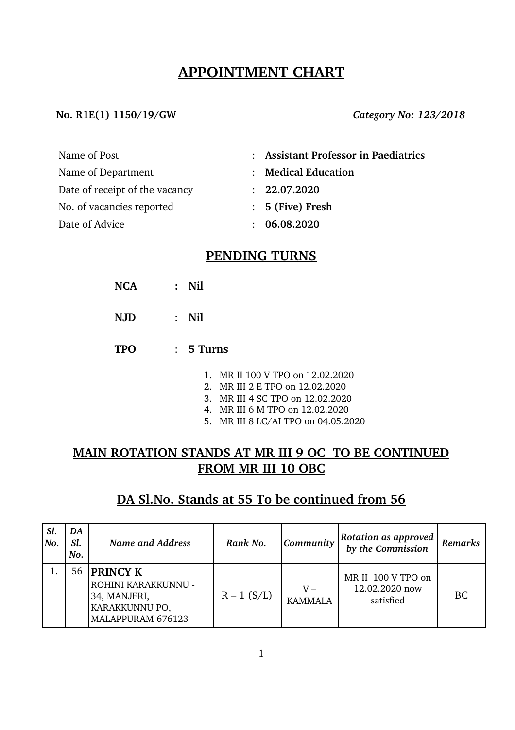# APPOINTMENT CHART

**No. R1E(1) 1150/19/GW** *Category No: 123/2018*

| | | |
|---|---|---|
| Name of Post | : | **Assistant Professor in Paediatrics** |
| Name of Department | : | **Medical Education** |
| Date of receipt of the vacancy | : | **22.07.2020** |
| No. of vacancies reported | : | **5 (Five) Fresh** |
| Date of Advice | : | **06.08.2020** |

## PENDING TURNS

**NCA : Nil**

**NJD** : **Nil**

**TPO** : **5 Turns**

1. MR II 100 V TPO on 12.02.2020
2. MR III 2 E TPO on 12.02.2020
3. MR III 4 SC TPO on 12.02.2020
4. MR III 6 M TPO on 12.02.2020
5. MR III 8 LC/AI TPO on 04.05.2020

## MAIN ROTATION STANDS AT MR III 9 OC TO BE CONTINUED FROM MR III 10 OBC

## DA Sl.No. Stands at 55 To be continued from 56

| *Sl. No.* | *DA Sl. No.* | *Name and Address* | *Rank No.* | *Community* | *Rotation as approved by the Commission* | *Remarks* |
|---|---|---|---|---|---|---|
| 1. | 56 | **PRINCY K** ROHINI KARAKKUNNU - 34, MANJERI, KARAKKUNNU PO, MALAPPURAM 676123 | R – 1 (S/L) | V – KAMMALA | MR II 100 V TPO on 12.02.2020 now satisfied | BC |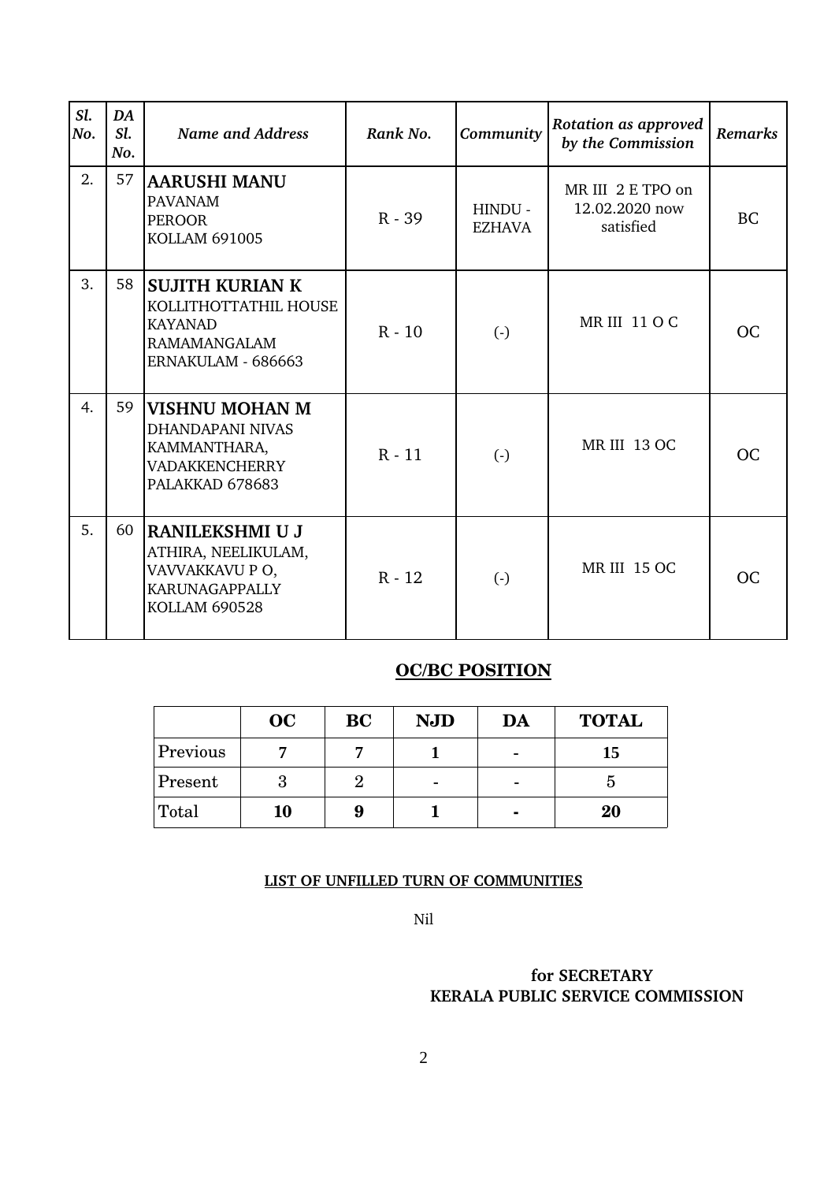| *Sl. No.* | *DA Sl. No.* | *Name and Address* | *Rank No.* | *Community* | *Rotation as approved by the Commission* | *Remarks* |
|---|---|---|---|---|---|---|
| 2. | 57 | **AARUSHI MANU**<br>PAVANAM<br>PEROOR<br>KOLLAM 691005 | R - 39 | HINDU - EZHAVA | MR III 2 E TPO on 12.02.2020 now satisfied | BC |
| 3. | 58 | **SUJITH KURIAN K**<br>KOLLITHOTTATHIL HOUSE<br>KAYANAD<br>RAMAMANGALAM<br>ERNAKULAM - 686663 | R - 10 | (-) | MR III 11 O C | OC |
| 4. | 59 | **VISHNU MOHAN M**<br>DHANDAPANI NIVAS<br>KAMMANTHARA,<br>VADAKKENCHERRY<br>PALAKKAD 678683 | R - 11 | (-) | MR III 13 OC | OC |
| 5. | 60 | **RANILEKSHMI U J**<br>ATHIRA, NEELIKULAM,<br>VAVVAKKAVU P O,<br>KARUNAGAPPALLY<br>KOLLAM 690528 | R - 12 | (-) | MR III 15 OC | OC |

## OC/BC POSITION

| | OC | BC | NJD | DA | TOTAL |
|---|---|---|---|---|---|
| Previous | **7** | **7** | **1** | - | **15** |
| Present | 3 | 2 | - | - | 5 |
| Total | **10** | **9** | **1** | - | **20** |

**LIST OF UNFILLED TURN OF COMMUNITIES**

Nil

**for SECRETARY**
**KERALA PUBLIC SERVICE COMMISSION**